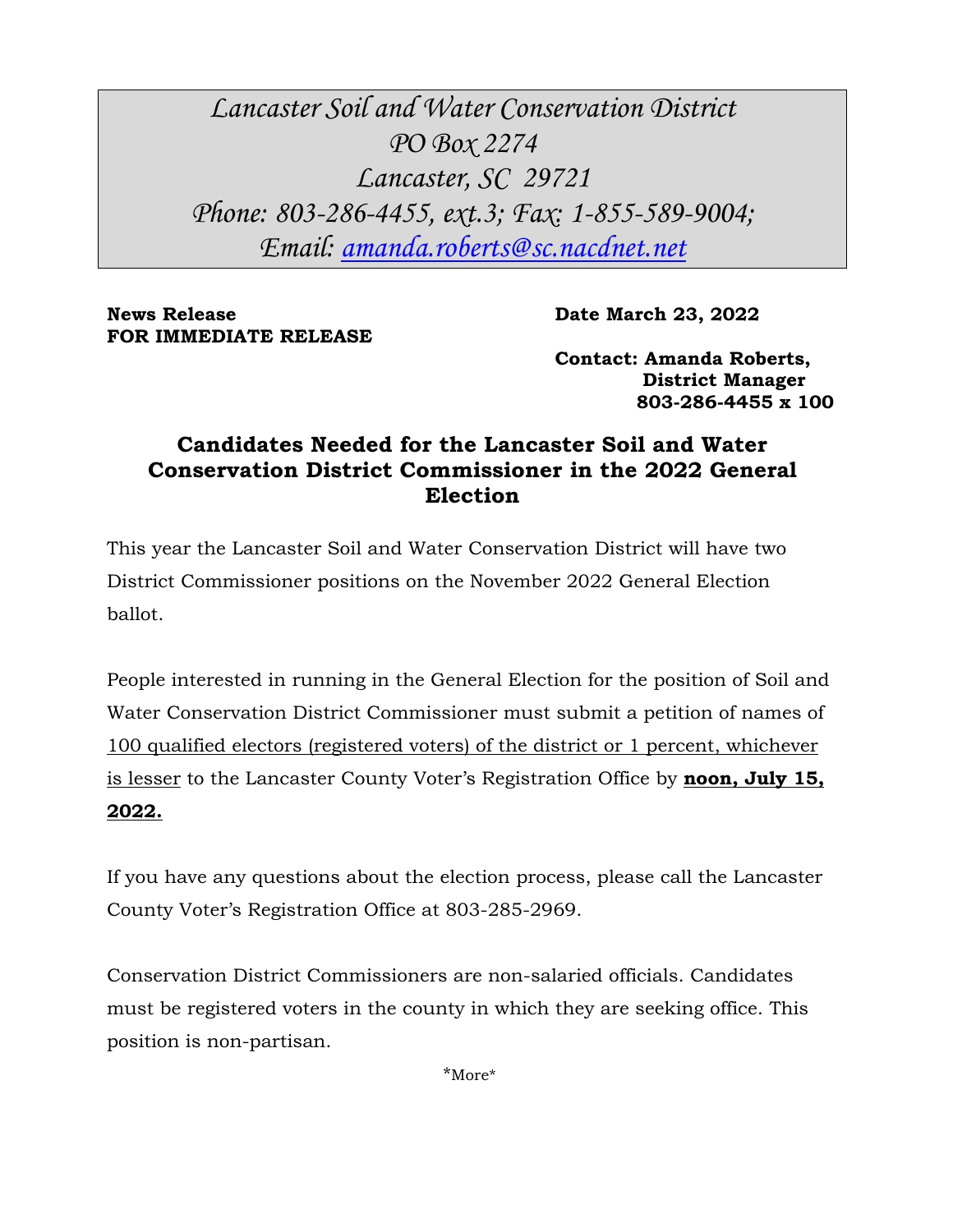*Lancaster Soil and Water Conservation District*
*PO Box 2274*
*Lancaster, SC 29721*
*Phone: 803-286-4455, ext.3; Fax: 1-855-589-9004;*
*Email: amanda.roberts@sc.nacdnet.net*

**News Release**
**FOR IMMEDIATE RELEASE**

**Date March 23, 2022**

**Contact: Amanda Roberts,**
**District Manager**
**803-286-4455 x 100**

## Candidates Needed for the Lancaster Soil and Water Conservation District Commissioner in the 2022 General Election

This year the Lancaster Soil and Water Conservation District will have two District Commissioner positions on the November 2022 General Election ballot.

People interested in running in the General Election for the position of Soil and Water Conservation District Commissioner must submit a petition of names of 100 qualified electors (registered voters) of the district or 1 percent, whichever is lesser to the Lancaster County Voter's Registration Office by **noon, July 15, 2022.**

If you have any questions about the election process, please call the Lancaster County Voter's Registration Office at 803-285-2969.

Conservation District Commissioners are non-salaried officials. Candidates must be registered voters in the county in which they are seeking office. This position is non-partisan.

*More*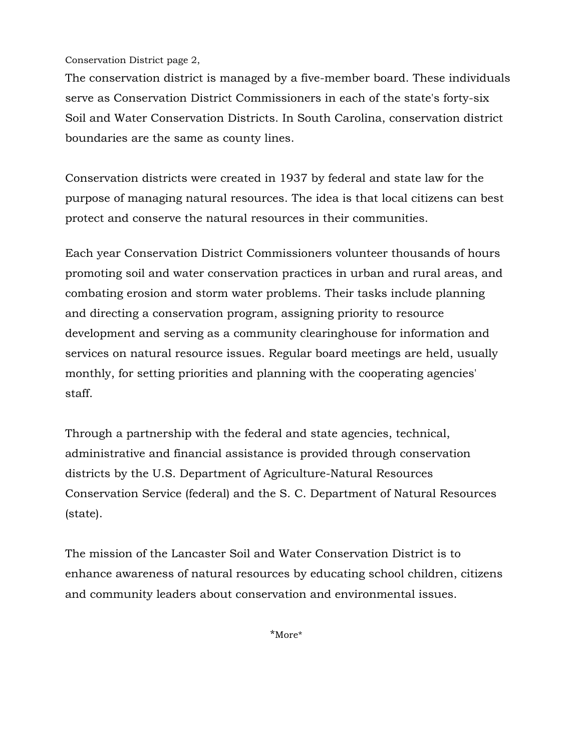Conservation District page 2,

The conservation district is managed by a five-member board. These individuals serve as Conservation District Commissioners in each of the state's forty-six Soil and Water Conservation Districts. In South Carolina, conservation district boundaries are the same as county lines.

Conservation districts were created in 1937 by federal and state law for the purpose of managing natural resources. The idea is that local citizens can best protect and conserve the natural resources in their communities.

Each year Conservation District Commissioners volunteer thousands of hours promoting soil and water conservation practices in urban and rural areas, and combating erosion and storm water problems. Their tasks include planning and directing a conservation program, assigning priority to resource development and serving as a community clearinghouse for information and services on natural resource issues. Regular board meetings are held, usually monthly, for setting priorities and planning with the cooperating agencies' staff.

Through a partnership with the federal and state agencies, technical, administrative and financial assistance is provided through conservation districts by the U.S. Department of Agriculture-Natural Resources Conservation Service (federal) and the S. C. Department of Natural Resources (state).

The mission of the Lancaster Soil and Water Conservation District is to enhance awareness of natural resources by educating school children, citizens and community leaders about conservation and environmental issues.

*More*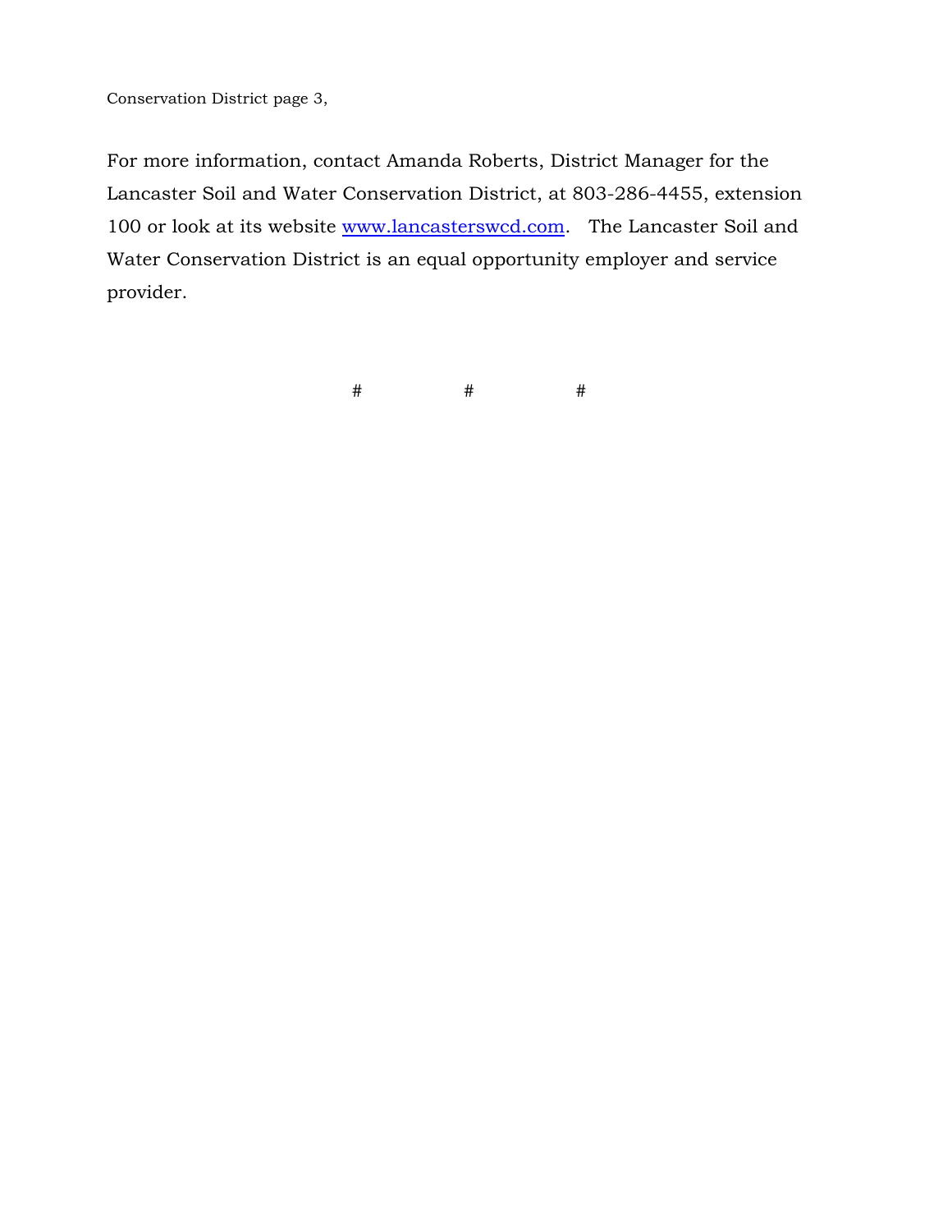For more information, contact Amanda Roberts, District Manager for the Lancaster Soil and Water Conservation District, at 803-286-4455, extension 100 or look at its website [www.lancasterswcd.com](http://www.lancasterswcd.com). The Lancaster Soil and Water Conservation District is an equal opportunity employer and service provider.

# # #